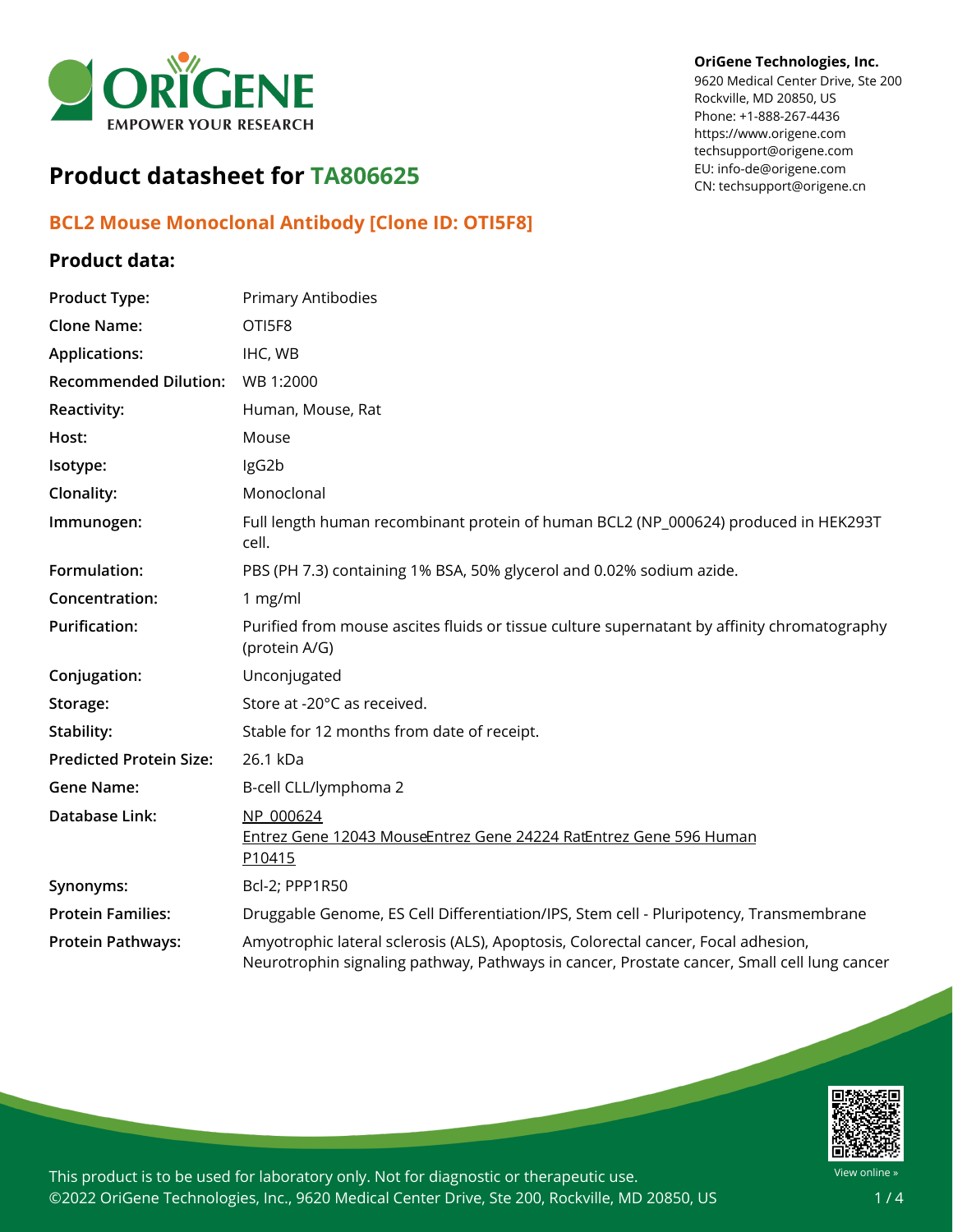OriGene Technologies, Inc.
9620 Medical Center Drive, Ste 200
Rockville, MD 20850, US
Phone: +1-888-267-4436
https://www.origene.com
techsupport@origene.com
EU: info-de@origene.com
CN: techsupport@origene.cn

# Product datasheet for TA806625

## BCL2 Mouse Monoclonal Antibody [Clone ID: OTI5F8]

### Product data:

| | |
|---|---|
| **Product Type:** | Primary Antibodies |
| **Clone Name:** | OTI5F8 |
| **Applications:** | IHC, WB |
| **Recommended Dilution:** | WB 1:2000 |
| **Reactivity:** | Human, Mouse, Rat |
| **Host:** | Mouse |
| **Isotype:** | IgG2b |
| **Clonality:** | Monoclonal |
| **Immunogen:** | Full length human recombinant protein of human BCL2 (NP_000624) produced in HEK293T cell. |
| **Formulation:** | PBS (PH 7.3) containing 1% BSA, 50% glycerol and 0.02% sodium azide. |
| **Concentration:** | 1 mg/ml |
| **Purification:** | Purified from mouse ascites fluids or tissue culture supernatant by affinity chromatography (protein A/G) |
| **Conjugation:** | Unconjugated |
| **Storage:** | Store at -20°C as received. |
| **Stability:** | Stable for 12 months from date of receipt. |
| **Predicted Protein Size:** | 26.1 kDa |
| **Gene Name:** | B-cell CLL/lymphoma 2 |
| **Database Link:** | NP_000624<br>Entrez Gene 12043 MouseEntrez Gene 24224 RatEntrez Gene 596 Human<br>P10415 |
| **Synonyms:** | Bcl-2; PPP1R50 |
| **Protein Families:** | Druggable Genome, ES Cell Differentiation/IPS, Stem cell - Pluripotency, Transmembrane |
| **Protein Pathways:** | Amyotrophic lateral sclerosis (ALS), Apoptosis, Colorectal cancer, Focal adhesion, Neurotrophin signaling pathway, Pathways in cancer, Prostate cancer, Small cell lung cancer |

This product is to be used for laboratory only. Not for diagnostic or therapeutic use.
©2022 OriGene Technologies, Inc., 9620 Medical Center Drive, Ste 200, Rockville, MD 20850, US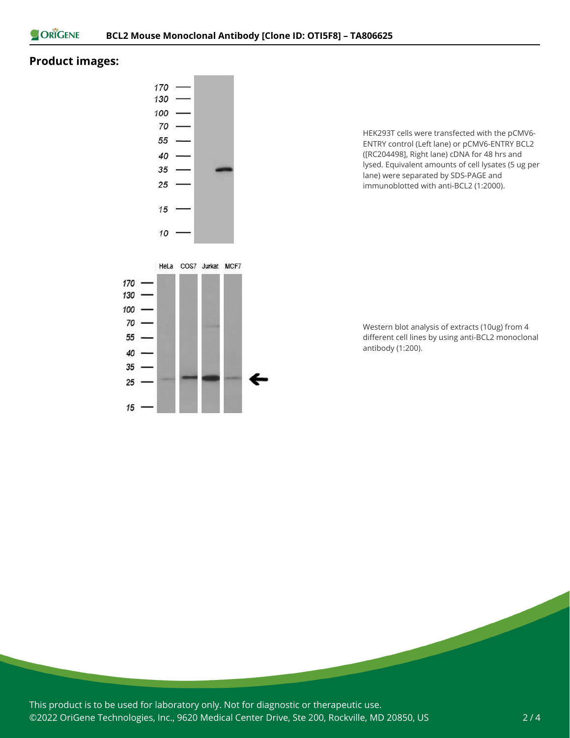## Product images:

HEK293T cells were transfected with the pCMV6-ENTRY control (Left lane) or pCMV6-ENTRY BCL2 ([RC204498], Right lane) cDNA for 48 hrs and lysed. Equivalent amounts of cell lysates (5 ug per lane) were separated by SDS-PAGE and immunoblotted with anti-BCL2 (1:2000).

Western blot analysis of extracts (10ug) from 4 different cell lines by using anti-BCL2 monoclonal antibody (1:200).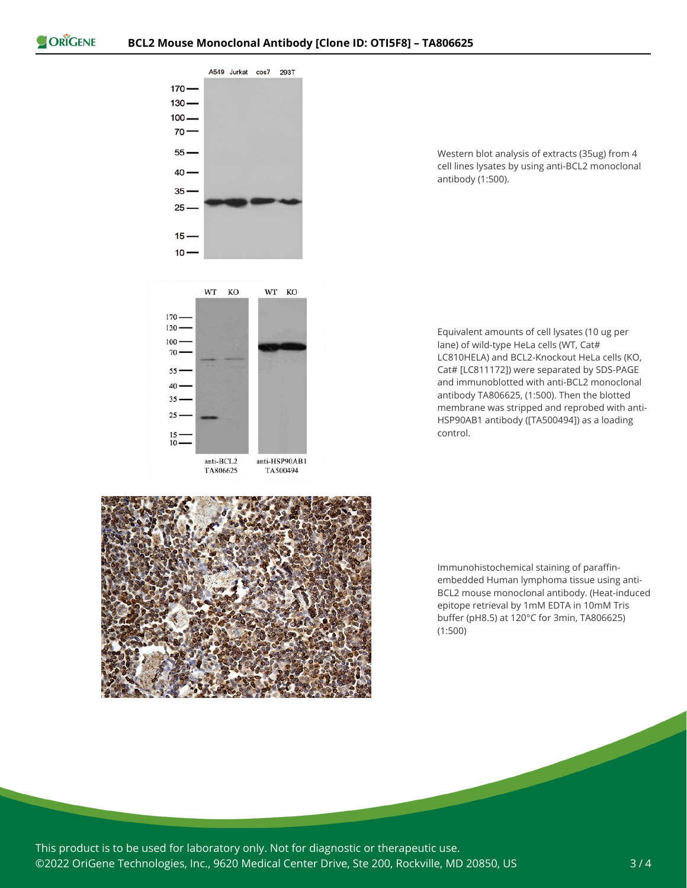Western blot analysis of extracts (35ug) from 4 cell lines lysates by using anti-BCL2 monoclonal antibody (1:500).

Equivalent amounts of cell lysates (10 ug per lane) of wild-type HeLa cells (WT, Cat# LC810HELA) and BCL2-Knockout HeLa cells (KO, Cat# [LC811172]) were separated by SDS-PAGE and immunoblotted with anti-BCL2 monoclonal antibody TA806625, (1:500). Then the blotted membrane was stripped and reprobed with anti-HSP90AB1 antibody ([TA500494]) as a loading control.

Immunohistochemical staining of paraffin-embedded Human lymphoma tissue using anti-BCL2 mouse monoclonal antibody. (Heat-induced epitope retrieval by 1mM EDTA in 10mM Tris buffer (pH8.5) at 120°C for 3min, TA806625) (1:500)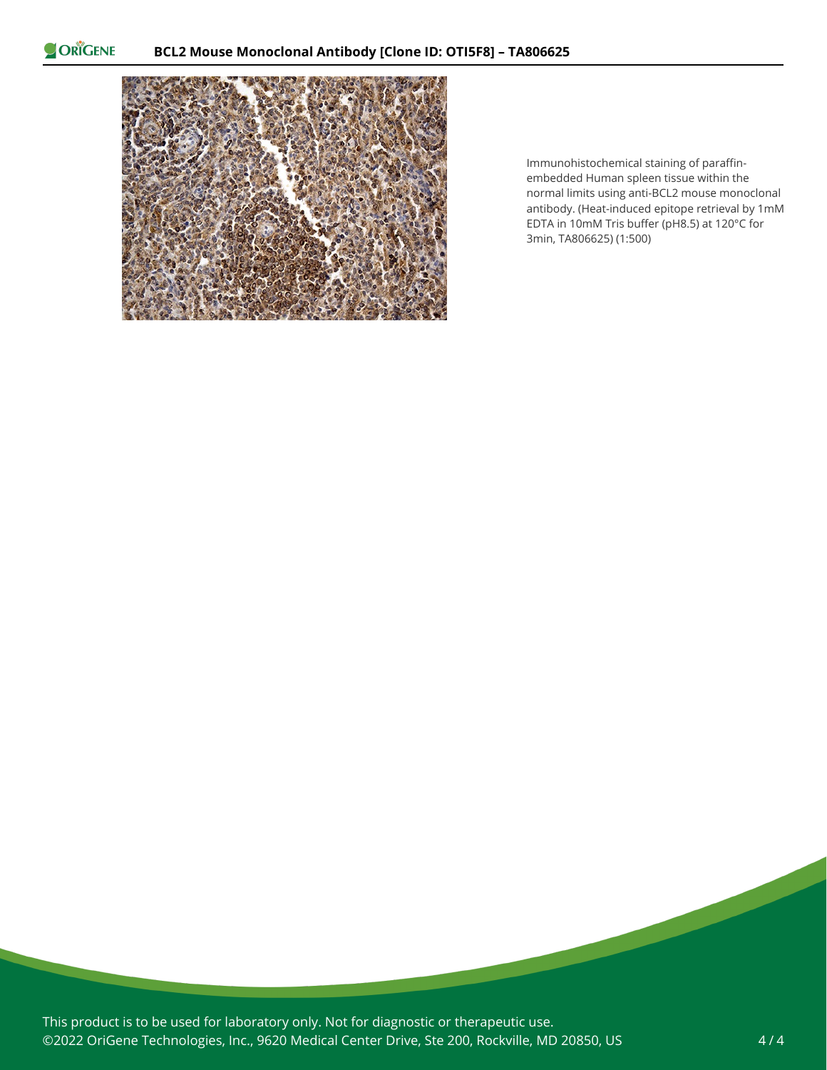Immunohistochemical staining of paraffin-embedded Human spleen tissue within the normal limits using anti-BCL2 mouse monoclonal antibody. (Heat-induced epitope retrieval by 1mM EDTA in 10mM Tris buffer (pH8.5) at 120°C for 3min, TA806625) (1:500)